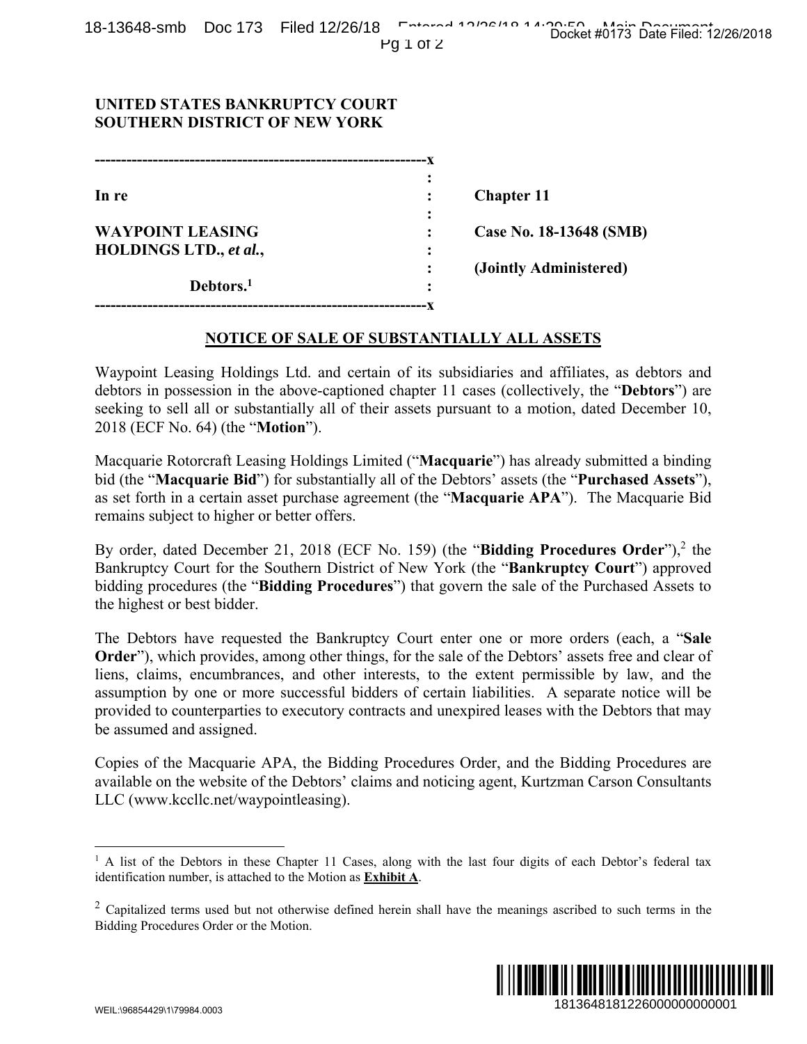UNITED STATES BANKRUPTCY COURT
SOUTHERN DISTRICT OF NEW YORK

| | | |
|---|---|---|
| **In re** | : | **Chapter 11** |
| **WAYPOINT LEASING HOLDINGS LTD., *et al.*,** | : | **Case No. 18-13648 (SMB)** |
| | : | **(Jointly Administered)** |
| **Debtors.**[1] | : | |

## NOTICE OF SALE OF SUBSTANTIALLY ALL ASSETS

Waypoint Leasing Holdings Ltd. and certain of its subsidiaries and affiliates, as debtors and debtors in possession in the above-captioned chapter 11 cases (collectively, the "**Debtors**") are seeking to sell all or substantially all of their assets pursuant to a motion, dated December 10, 2018 (ECF No. 64) (the "**Motion**").

Macquarie Rotorcraft Leasing Holdings Limited ("**Macquarie**") has already submitted a binding bid (the "**Macquarie Bid**") for substantially all of the Debtors' assets (the "**Purchased Assets**"), as set forth in a certain asset purchase agreement (the "**Macquarie APA**"). The Macquarie Bid remains subject to higher or better offers.

By order, dated December 21, 2018 (ECF No. 159) (the "**Bidding Procedures Order**"),[2] the Bankruptcy Court for the Southern District of New York (the "**Bankruptcy Court**") approved bidding procedures (the "**Bidding Procedures**") that govern the sale of the Purchased Assets to the highest or best bidder.

The Debtors have requested the Bankruptcy Court enter one or more orders (each, a "**Sale Order**"), which provides, among other things, for the sale of the Debtors' assets free and clear of liens, claims, encumbrances, and other interests, to the extent permissible by law, and the assumption by one or more successful bidders of certain liabilities. A separate notice will be provided to counterparties to executory contracts and unexpired leases with the Debtors that may be assumed and assigned.

Copies of the Macquarie APA, the Bidding Procedures Order, and the Bidding Procedures are available on the website of the Debtors' claims and noticing agent, Kurtzman Carson Consultants LLC (www.kccllc.net/waypointleasing).

---

[1] A list of the Debtors in these Chapter 11 Cases, along with the last four digits of each Debtor's federal tax identification number, is attached to the Motion as **Exhibit A**.

[2] Capitalized terms used but not otherwise defined herein shall have the meanings ascribed to such terms in the Bidding Procedures Order or the Motion.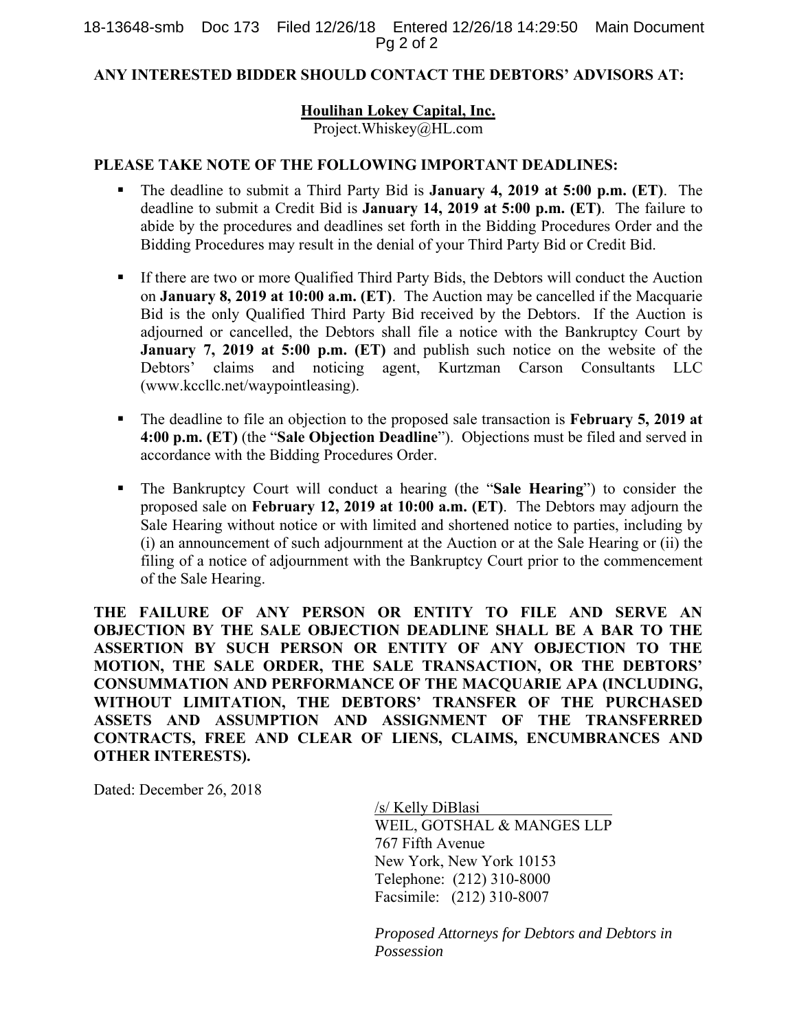**ANY INTERESTED BIDDER SHOULD CONTACT THE DEBTORS' ADVISORS AT:**

**Houlihan Lokey Capital, Inc.**
Project.Whiskey@HL.com

**PLEASE TAKE NOTE OF THE FOLLOWING IMPORTANT DEADLINES:**

- The deadline to submit a Third Party Bid is **January 4, 2019 at 5:00 p.m. (ET)**. The deadline to submit a Credit Bid is **January 14, 2019 at 5:00 p.m. (ET)**. The failure to abide by the procedures and deadlines set forth in the Bidding Procedures Order and the Bidding Procedures may result in the denial of your Third Party Bid or Credit Bid.

- If there are two or more Qualified Third Party Bids, the Debtors will conduct the Auction on **January 8, 2019 at 10:00 a.m. (ET)**. The Auction may be cancelled if the Macquarie Bid is the only Qualified Third Party Bid received by the Debtors. If the Auction is adjourned or cancelled, the Debtors shall file a notice with the Bankruptcy Court by **January 7, 2019 at 5:00 p.m. (ET)** and publish such notice on the website of the Debtors' claims and noticing agent, Kurtzman Carson Consultants LLC (www.kccllc.net/waypointleasing).

- The deadline to file an objection to the proposed sale transaction is **February 5, 2019 at 4:00 p.m. (ET)** (the "**Sale Objection Deadline**"). Objections must be filed and served in accordance with the Bidding Procedures Order.

- The Bankruptcy Court will conduct a hearing (the "**Sale Hearing**") to consider the proposed sale on **February 12, 2019 at 10:00 a.m. (ET)**. The Debtors may adjourn the Sale Hearing without notice or with limited and shortened notice to parties, including by (i) an announcement of such adjournment at the Auction or at the Sale Hearing or (ii) the filing of a notice of adjournment with the Bankruptcy Court prior to the commencement of the Sale Hearing.

**THE FAILURE OF ANY PERSON OR ENTITY TO FILE AND SERVE AN OBJECTION BY THE SALE OBJECTION DEADLINE SHALL BE A BAR TO THE ASSERTION BY SUCH PERSON OR ENTITY OF ANY OBJECTION TO THE MOTION, THE SALE ORDER, THE SALE TRANSACTION, OR THE DEBTORS' CONSUMMATION AND PERFORMANCE OF THE MACQUARIE APA (INCLUDING, WITHOUT LIMITATION, THE DEBTORS' TRANSFER OF THE PURCHASED ASSETS AND ASSUMPTION AND ASSIGNMENT OF THE TRANSFERRED CONTRACTS, FREE AND CLEAR OF LIENS, CLAIMS, ENCUMBRANCES AND OTHER INTERESTS).**

Dated: December 26, 2018

/s/ Kelly DiBlasi
WEIL, GOTSHAL & MANGES LLP
767 Fifth Avenue
New York, New York 10153
Telephone: (212) 310-8000
Facsimile: (212) 310-8007

*Proposed Attorneys for Debtors and Debtors in Possession*